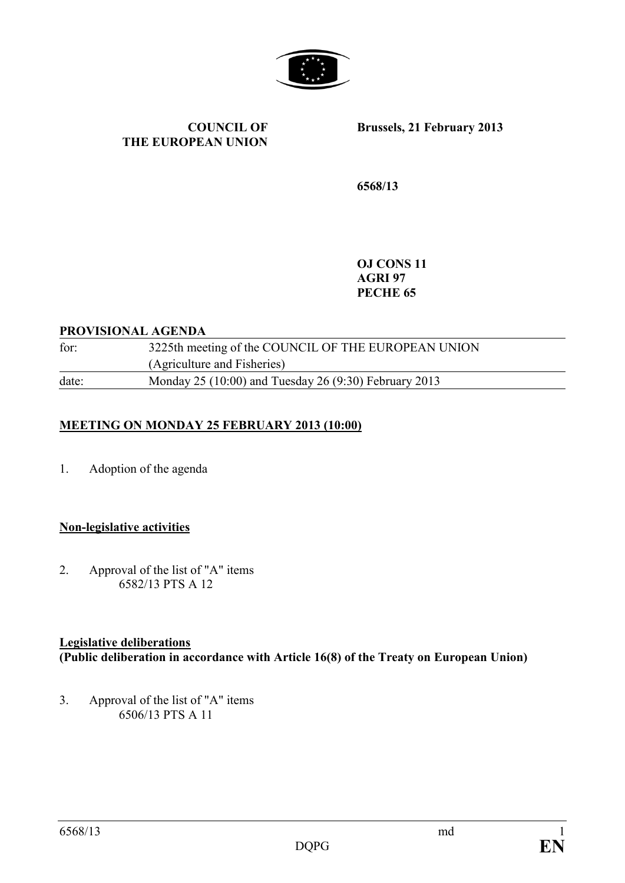**COUNCIL OF THE EUROPEAN UNION**

**Brussels, 21 February 2013**

**6568/13**

**OJ CONS 11**
**AGRI 97**
**PECHE 65**

**PROVISIONAL AGENDA**

| | |
|---|---|
| for: | 3225th meeting of the COUNCIL OF THE EUROPEAN UNION (Agriculture and Fisheries) |
| date: | Monday 25 (10:00) and Tuesday 26 (9:30) February 2013 |

**MEETING ON MONDAY 25 FEBRUARY 2013 (10:00)**

1. Adoption of the agenda

**Non-legislative activities**

2. Approval of the list of "A" items
   6582/13 PTS A 12

**Legislative deliberations**
**(Public deliberation in accordance with Article 16(8) of the Treaty on European Union)**

3. Approval of the list of "A" items
   6506/13 PTS A 11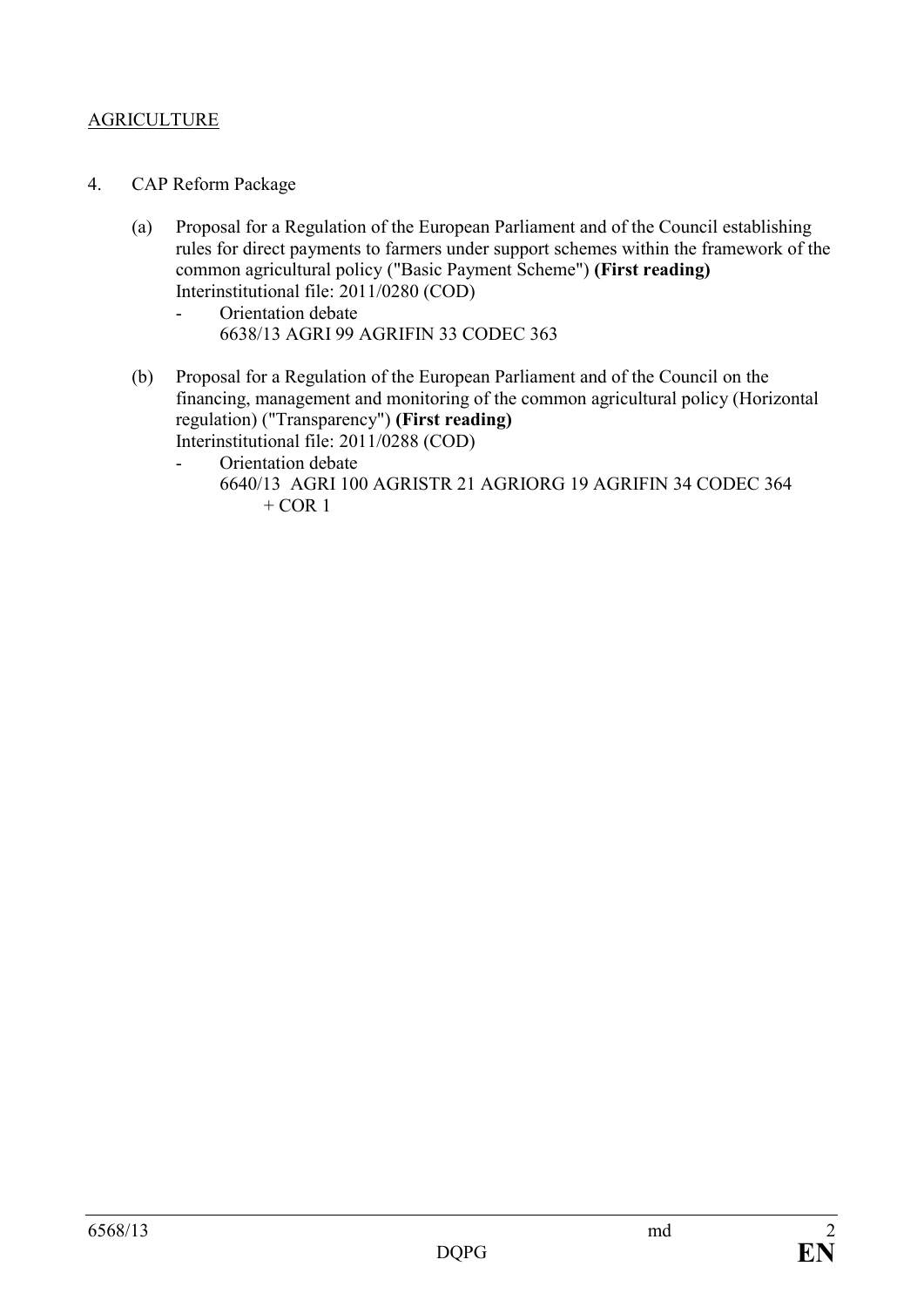AGRICULTURE

4. CAP Reform Package

   (a) Proposal for a Regulation of the European Parliament and of the Council establishing rules for direct payments to farmers under support schemes within the framework of the common agricultural policy ("Basic Payment Scheme") **(First reading)**
   Interinstitutional file: 2011/0280 (COD)
      - Orientation debate
        6638/13 AGRI 99 AGRIFIN 33 CODEC 363

   (b) Proposal for a Regulation of the European Parliament and of the Council on the financing, management and monitoring of the common agricultural policy (Horizontal regulation) ("Transparency") **(First reading)**
   Interinstitutional file: 2011/0288 (COD)
      - Orientation debate
        6640/13 AGRI 100 AGRISTR 21 AGRIORG 19 AGRIFIN 34 CODEC 364
        + COR 1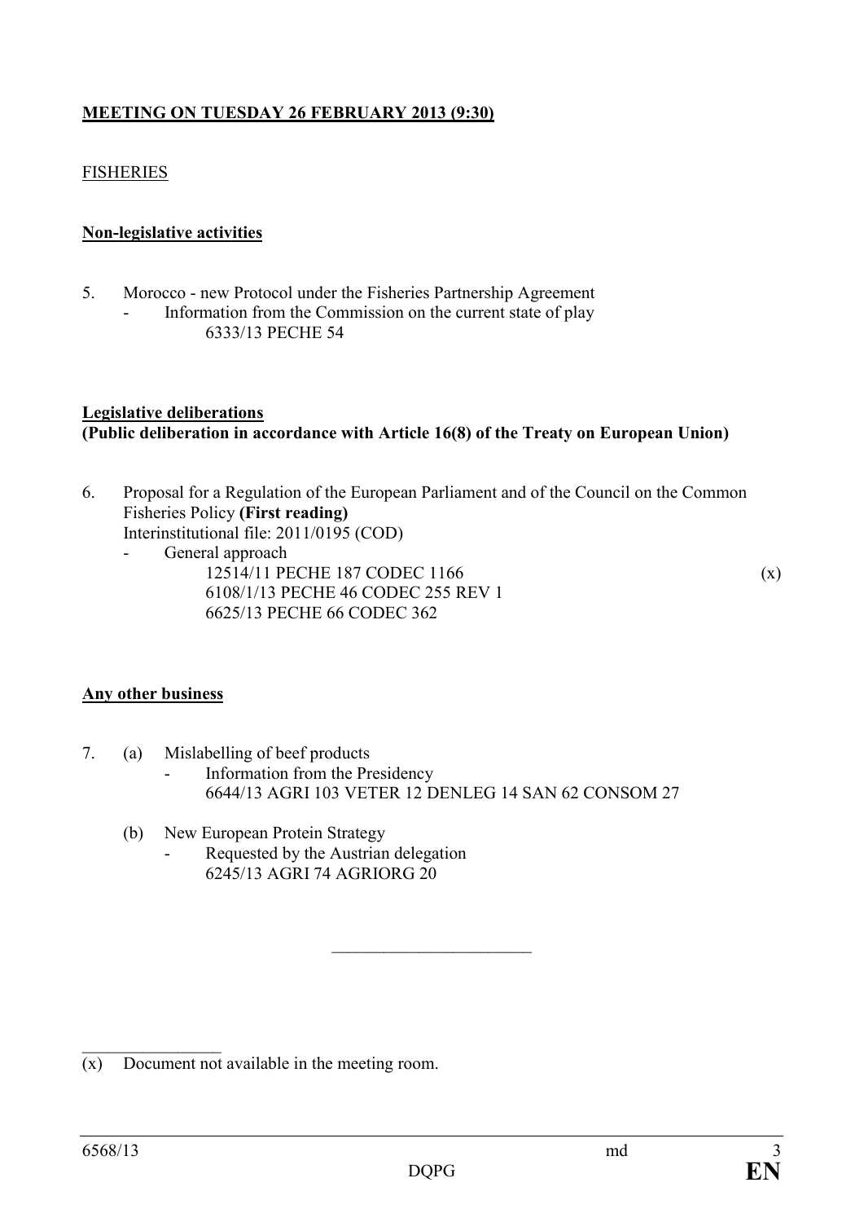**MEETING ON TUESDAY 26 FEBRUARY 2013 (9:30)**

FISHERIES

**Non-legislative activities**

5. Morocco - new Protocol under the Fisheries Partnership Agreement
   - Information from the Commission on the current state of play
     6333/13 PECHE 54

**Legislative deliberations**
**(Public deliberation in accordance with Article 16(8) of the Treaty on European Union)**

6. Proposal for a Regulation of the European Parliament and of the Council on the Common Fisheries Policy **(First reading)**
   Interinstitutional file: 2011/0195 (COD)
   - General approach
     12514/11 PECHE 187 CODEC 1166 (x)
     6108/1/13 PECHE 46 CODEC 255 REV 1
     6625/13 PECHE 66 CODEC 362

**Any other business**

7. (a) Mislabelling of beef products
   - Information from the Presidency
     6644/13 AGRI 103 VETER 12 DENLEG 14 SAN 62 CONSOM 27

   (b) New European Protein Strategy
   - Requested by the Austrian delegation
     6245/13 AGRI 74 AGRIORG 20

______________________

(x) Document not available in the meeting room.